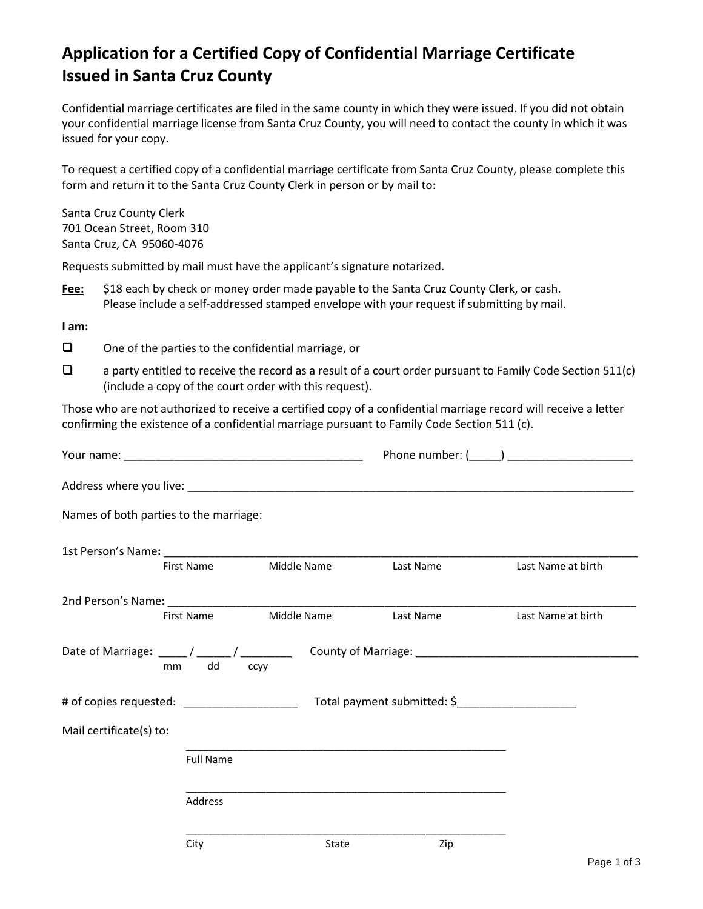# Application for a Certified Copy of Confidential Marriage Certificate Issued in Santa Cruz County

Confidential marriage certificates are filed in the same county in which they were issued. If you did not obtain your confidential marriage license from Santa Cruz County, you will need to contact the county in which it was issued for your copy.

To request a certified copy of a confidential marriage certificate from Santa Cruz County, please complete this form and return it to the Santa Cruz County Clerk in person or by mail to:

Santa Cruz County Clerk
701 Ocean Street, Room 310
Santa Cruz, CA 95060-4076

Requests submitted by mail must have the applicant's signature notarized.

**Fee:** $18 each by check or money order made payable to the Santa Cruz County Clerk, or cash. Please include a self-addressed stamped envelope with your request if submitting by mail.

**I am:**

- ☐ One of the parties to the confidential marriage, or
- ☐ a party entitled to receive the record as a result of a court order pursuant to Family Code Section 511(c) (include a copy of the court order with this request).

Those who are not authorized to receive a certified copy of a confidential marriage record will receive a letter confirming the existence of a confidential marriage pursuant to Family Code Section 511 (c).

Your name: ______________________________________ Phone number: (_____) ____________________

Address where you live: ___________________________________________________________________________

Names of both parties to the marriage:

1st Person's Name: ______________________________________________________________________________

First Name | Middle Name | Last Name | Last Name at birth

2nd Person's Name: ______________________________________________________________________________

First Name | Middle Name | Last Name | Last Name at birth

Date of Marriage: _____ / ______ / ________ County of Marriage: ____________________________________

mm dd ccyy

# of copies requested: __________________ Total payment submitted: $___________________

Mail certificate(s) to:

______________________________________________________
Full Name

______________________________________________________
Address

______________________________________________________
City State Zip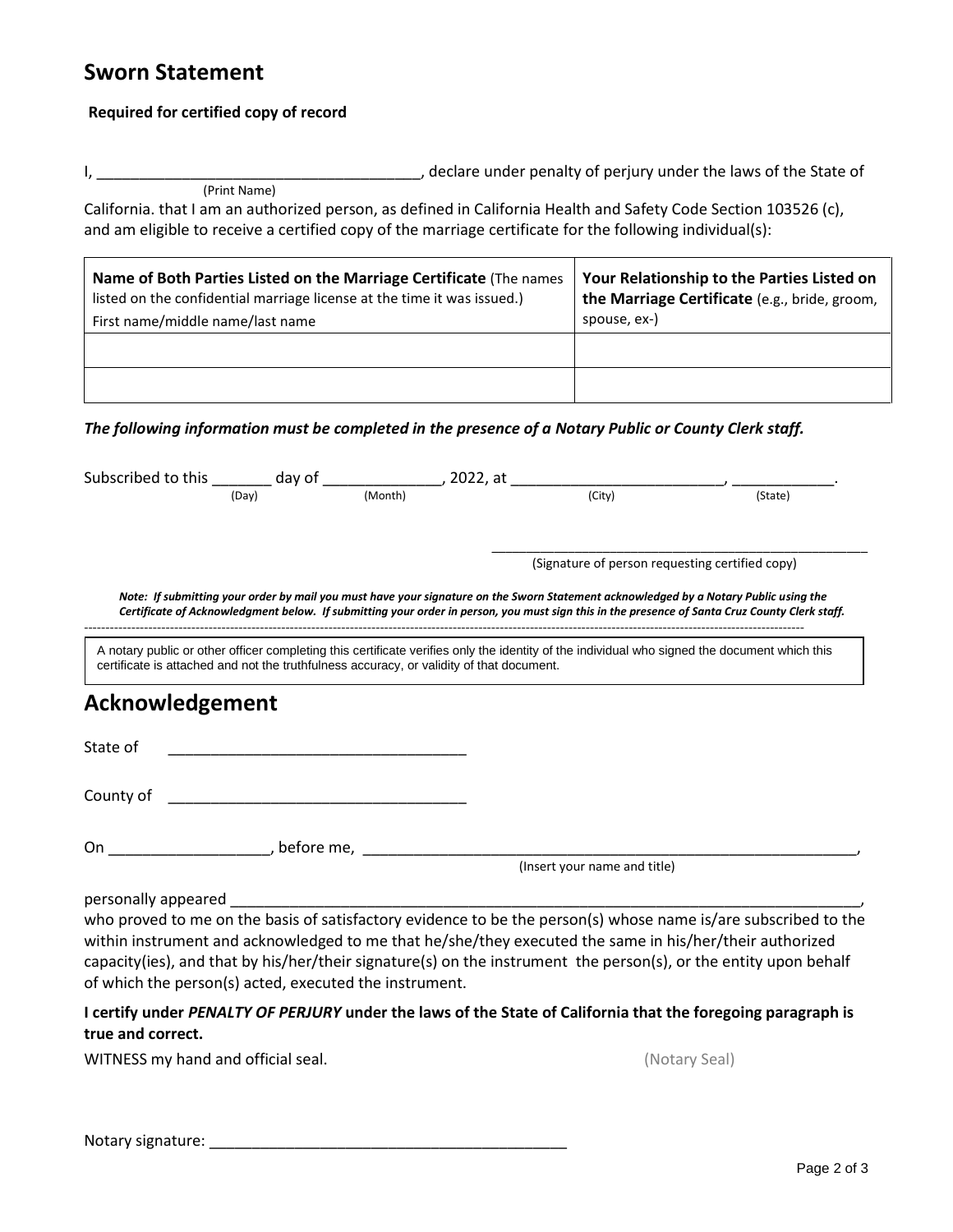## Sworn Statement

**Required for certified copy of record**

I, ______________________________________, declare under penalty of perjury under the laws of the State of
(Print Name)

California. that I am an authorized person, as defined in California Health and Safety Code Section 103526 (c), and am eligible to receive a certified copy of the marriage certificate for the following individual(s):

| **Name of Both Parties Listed on the Marriage Certificate** (The names listed on the confidential marriage license at the time it was issued.) First name/middle name/last name | **Your Relationship to the Parties Listed on the Marriage Certificate** (e.g., bride, groom, spouse, ex-) |
|---|---|
| | |
| | |

***The following information must be completed in the presence of a Notary Public or County Clerk staff.***

Subscribed to this _______ day of ______________, 2022, at _________________________, ____________.
(Day) (Month) (City) (State)

___________________________________________________
(Signature of person requesting certified copy)

***Note: If submitting your order by mail you must have your signature on the Sworn Statement acknowledged by a Notary Public using the Certificate of Acknowledgment below. If submitting your order in person, you must sign this in the presence of Santa Cruz County Clerk staff.***

---

A notary public or other officer completing this certificate verifies only the identity of the individual who signed the document which this certificate is attached and not the truthfulness accuracy, or validity of that document.

## Acknowledgement

State of ___________________________________

County of ___________________________________

On __________________, before me, ______________________________________________________________,
(Insert your name and title)

personally appeared ___________________________________________________________________________,
who proved to me on the basis of satisfactory evidence to be the person(s) whose name is/are subscribed to the within instrument and acknowledged to me that he/she/they executed the same in his/her/their authorized capacity(ies), and that by his/her/their signature(s) on the instrument the person(s), or the entity upon behalf of which the person(s) acted, executed the instrument.

**I certify under *PENALTY OF PERJURY* under the laws of the State of California that the foregoing paragraph is true and correct.**

WITNESS my hand and official seal. (Notary Seal)

Notary signature: ___________________________________________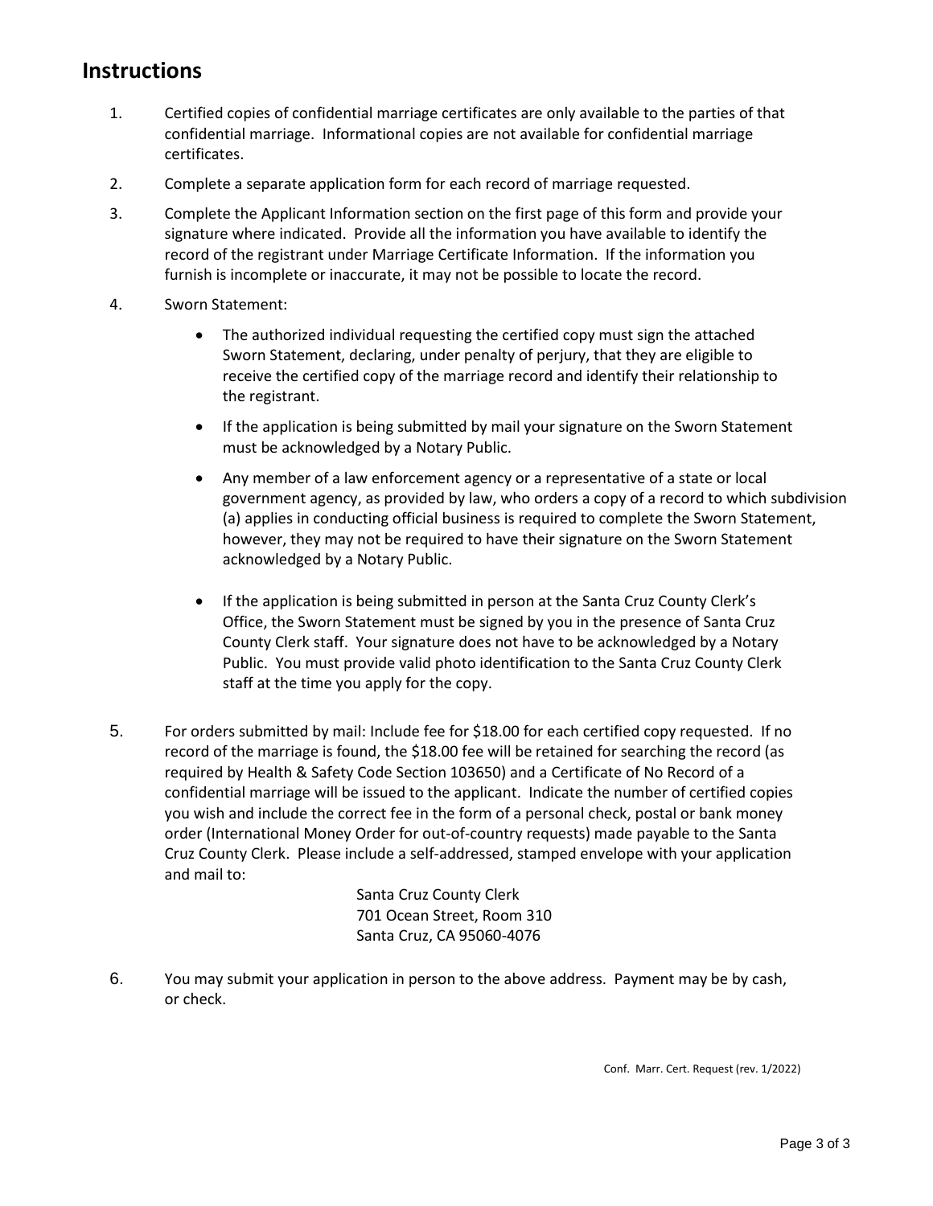## Instructions

1. Certified copies of confidential marriage certificates are only available to the parties of that confidential marriage. Informational copies are not available for confidential marriage certificates.

2. Complete a separate application form for each record of marriage requested.

3. Complete the Applicant Information section on the first page of this form and provide your signature where indicated. Provide all the information you have available to identify the record of the registrant under Marriage Certificate Information. If the information you furnish is incomplete or inaccurate, it may not be possible to locate the record.

4. Sworn Statement:

   - The authorized individual requesting the certified copy must sign the attached Sworn Statement, declaring, under penalty of perjury, that they are eligible to receive the certified copy of the marriage record and identify their relationship to the registrant.
   - If the application is being submitted by mail your signature on the Sworn Statement must be acknowledged by a Notary Public.
   - Any member of a law enforcement agency or a representative of a state or local government agency, as provided by law, who orders a copy of a record to which subdivision (a) applies in conducting official business is required to complete the Sworn Statement, however, they may not be required to have their signature on the Sworn Statement acknowledged by a Notary Public.
   - If the application is being submitted in person at the Santa Cruz County Clerk's Office, the Sworn Statement must be signed by you in the presence of Santa Cruz County Clerk staff. Your signature does not have to be acknowledged by a Notary Public. You must provide valid photo identification to the Santa Cruz County Clerk staff at the time you apply for the copy.

5. For orders submitted by mail: Include fee for $18.00 for each certified copy requested. If no record of the marriage is found, the $18.00 fee will be retained for searching the record (as required by Health & Safety Code Section 103650) and a Certificate of No Record of a confidential marriage will be issued to the applicant. Indicate the number of certified copies you wish and include the correct fee in the form of a personal check, postal or bank money order (International Money Order for out-of-country requests) made payable to the Santa Cruz County Clerk. Please include a self-addressed, stamped envelope with your application and mail to:

   Santa Cruz County Clerk
   701 Ocean Street, Room 310
   Santa Cruz, CA 95060-4076

6. You may submit your application in person to the above address. Payment may be by cash, or check.

Conf. Marr. Cert. Request (rev. 1/2022)